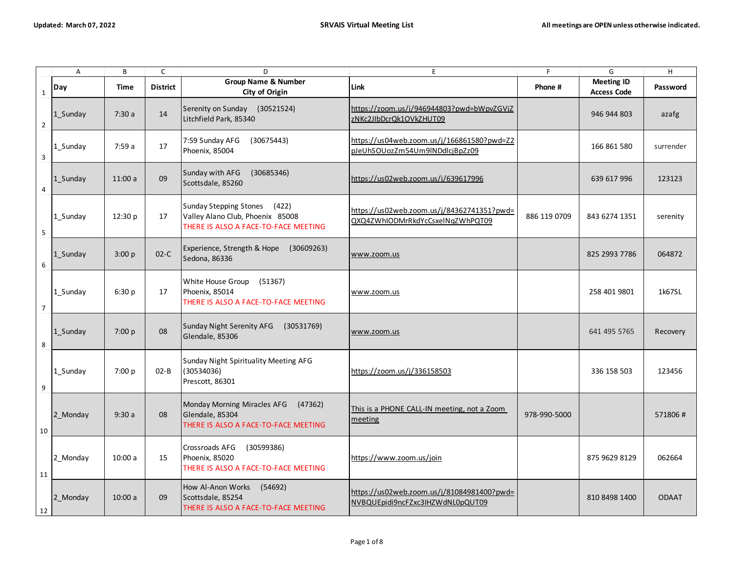Updated: March 07, 2022

# SRVAIS Virtual Meeting List

All meetings are OPEN unless otherwise indicated.

| Day | Time | District | Group Name & Number City of Origin | Link | Phone # | Meeting ID Access Code | Password |
|---|---|---|---|---|---|---|---|
| 1_Sunday | 7:30 a | 14 | Serenity on Sunday (30521524) Litchfield Park, 85340 | https://zoom.us/j/946944803?pwd=bWpvZGVjZzNKc2JlbDcrQk1OVkZHUT09 | | 946 944 803 | azafg |
| 1_Sunday | 7:59 a | 17 | 7:59 Sunday AFG (30675443) Phoenix, 85004 | https://us04web.zoom.us/j/166861580?pwd=Z2pJeUhSOUozZm54Um9lNDdlcjBpZz09 | | 166 861 580 | surrender |
| 1_Sunday | 11:00 a | 09 | Sunday with AFG (30685346) Scottsdale, 85260 | https://us02web.zoom.us/j/639617996 | | 639 617 996 | 123123 |
| 1_Sunday | 12:30 p | 17 | Sunday Stepping Stones (422) Valley Alano Club, Phoenix 85008 THERE IS ALSO A FACE-TO-FACE MEETING | https://us02web.zoom.us/j/84362741351?pwd=QXQ4ZWhIODMrRkdYcCsxelNqZWhPQT09 | 886 119 0709 | 843 6274 1351 | serenity |
| 1_Sunday | 3:00 p | 02-C | Experience, Strength & Hope (30609263) Sedona, 86336 | www.zoom.us | | 825 2993 7786 | 064872 |
| 1_Sunday | 6:30 p | 17 | White House Group (51367) Phoenix, 85014 THERE IS ALSO A FACE-TO-FACE MEETING | www.zoom.us | | 258 401 9801 | 1k67SL |
| 1_Sunday | 7:00 p | 08 | Sunday Night Serenity AFG (30531769) Glendale, 85306 | www.zoom.us | | 641 495 5765 | Recovery |
| 1_Sunday | 7:00 p | 02-B | Sunday Night Spirituality Meeting AFG (30534036) Prescott, 86301 | https://zoom.us/j/336158503 | | 336 158 503 | 123456 |
| 2_Monday | 9:30 a | 08 | Monday Morning Miracles AFG (47362) Glendale, 85304 THERE IS ALSO A FACE-TO-FACE MEETING | This is a PHONE CALL-IN meeting, not a Zoom meeting | 978-990-5000 | | 571806 # |
| 2_Monday | 10:00 a | 15 | Crossroads AFG (30599386) Phoenix, 85020 THERE IS ALSO A FACE-TO-FACE MEETING | https://www.zoom.us/join | | 875 9629 8129 | 062664 |
| 2_Monday | 10:00 a | 09 | How Al-Anon Works (54692) Scottsdale, 85254 THERE IS ALSO A FACE-TO-FACE MEETING | https://us02web.zoom.us/j/81084981400?pwd=NVBQUEpidi9ncFZxc3lHZWdNL0pQUT09 | | 810 8498 1400 | ODAAT |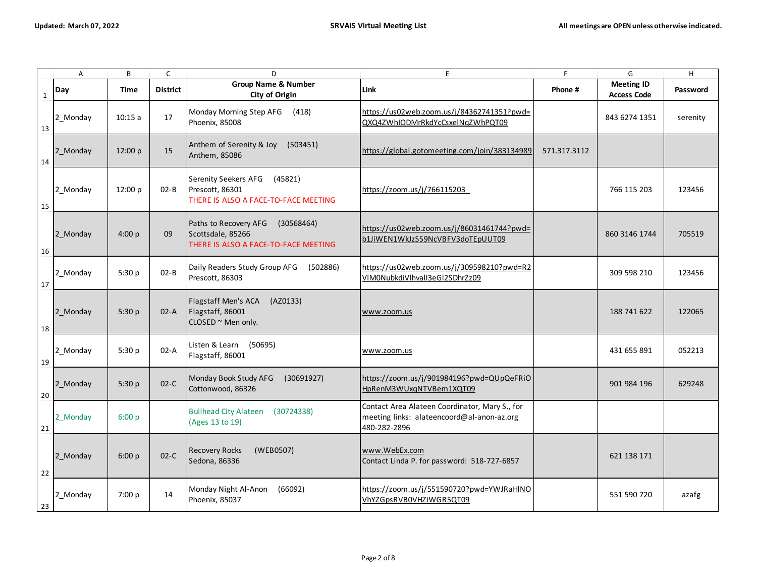Updated: March 07, 2022

**SRVAIS Virtual Meeting List**

All meetings are OPEN unless otherwise indicated.

| Day | Time | District | Group Name & Number City of Origin | Link | Phone # | Meeting ID Access Code | Password |
|---|---|---|---|---|---|---|---|
| 2_Monday | 10:15 a | 17 | Monday Morning Step AFG (418) Phoenix, 85008 | https://us02web.zoom.us/j/84362741351?pwd=QXQ4ZWhIODMrRkdYcCsxelNqZWhPQT09 | | 843 6274 1351 | serenity |
| 2_Monday | 12:00 p | 15 | Anthem of Serenity & Joy (503451) Anthem, 85086 | https://global.gotomeeting.com/join/383134989 | 571.317.3112 | | |
| 2_Monday | 12:00 p | 02-B | Serenity Seekers AFG (45821) Prescott, 86301 THERE IS ALSO A FACE-TO-FACE MEETING | https://zoom.us/j/766115203 | | 766 115 203 | 123456 |
| 2_Monday | 4:00 p | 09 | Paths to Recovery AFG (30568464) Scottsdale, 85266 THERE IS ALSO A FACE-TO-FACE MEETING | https://us02web.zoom.us/j/86031461744?pwd=b1JiWEN1WkJzSS9NcVBFV3doTEpUUT09 | | 860 3146 1744 | 705519 |
| 2_Monday | 5:30 p | 02-B | Daily Readers Study Group AFG (502886) Prescott, 86303 | https://us02web.zoom.us/j/309598210?pwd=R2VlM0NubkdiVlhvall3eGl2SDhrZz09 | | 309 598 210 | 123456 |
| 2_Monday | 5:30 p | 02-A | Flagstaff Men's ACA (AZ0133) Flagstaff, 86001 CLOSED ~ Men only. | www.zoom.us | | 188 741 622 | 122065 |
| 2_Monday | 5:30 p | 02-A | Listen & Learn (50695) Flagstaff, 86001 | www.zoom.us | | 431 655 891 | 052213 |
| 2_Monday | 5:30 p | 02-C | Monday Book Study AFG (30691927) Cottonwood, 86326 | https://zoom.us/j/901984196?pwd=QUpQeFRiOHpRenM3WUxqNTVBem1XQT09 | | 901 984 196 | 629248 |
| 2_Monday | 6:00 p | | Bullhead City Alateen (30724338) (Ages 13 to 19) | Contact Area Alateen Coordinator, Mary S., for meeting links: alateencoord@al-anon-az.org 480-282-2896 | | | |
| 2_Monday | 6:00 p | 02-C | Recovery Rocks (WEB0507) Sedona, 86336 | www.WebEx.com Contact Linda P. for password: 518-727-6857 | | 621 138 171 | |
| 2_Monday | 7:00 p | 14 | Monday Night Al-Anon (66092) Phoenix, 85037 | https://zoom.us/j/551590720?pwd=YWJRaHlNOVhYZGpsRVB0VHZiWGR5QT09 | | 551 590 720 | azafg |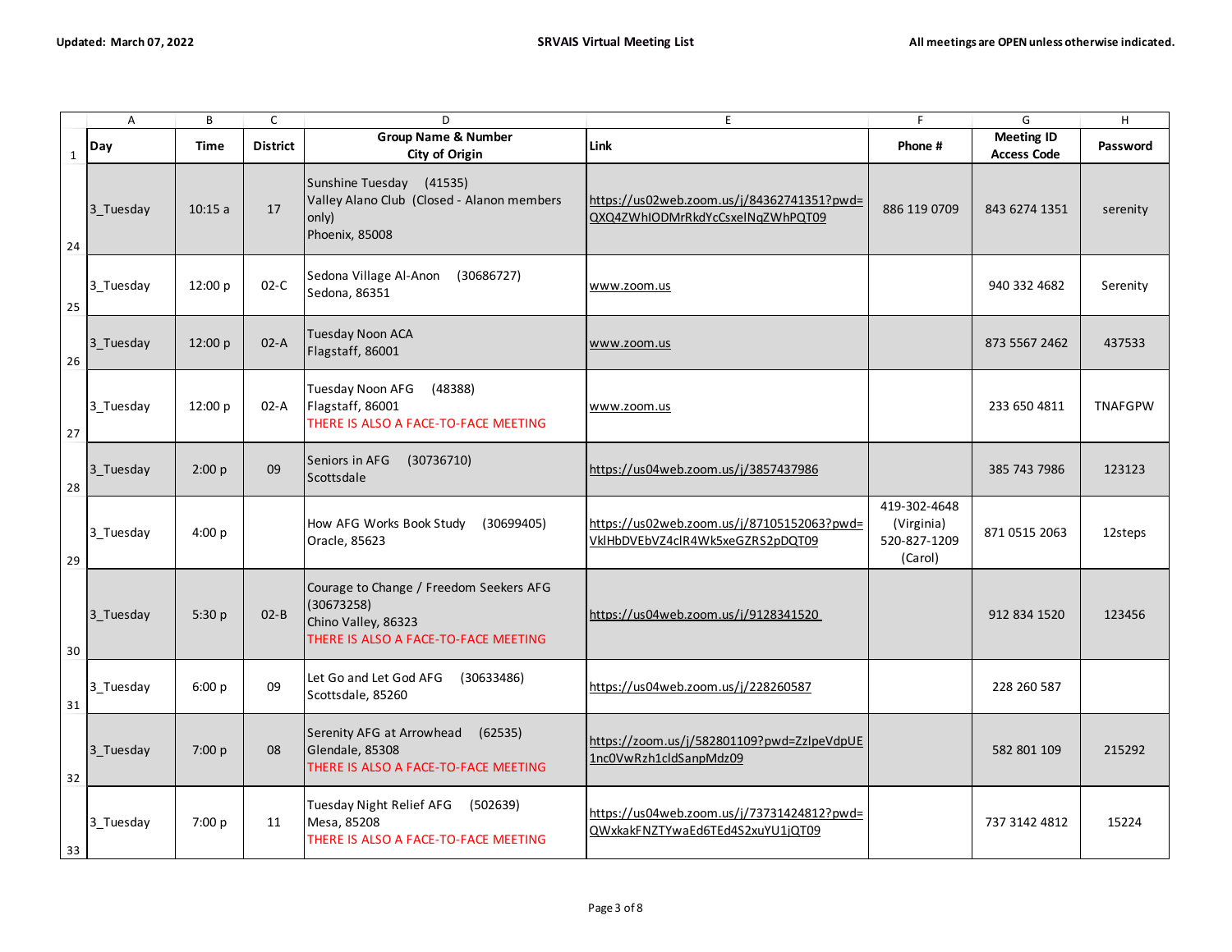Updated: March 07, 2022 | SRVAIS Virtual Meeting List | All meetings are OPEN unless otherwise indicated.

| | A | B | C | D | E | F | G | H |
|---|---|---|---|---|---|---|---|---|
| 1 | Day | Time | District | Group Name & Number<br>City of Origin | Link | Phone # | Meeting ID<br>Access Code | Password |
| 24 | 3_Tuesday | 10:15 a | 17 | Sunshine Tuesday (41535)<br>Valley Alano Club (Closed - Alanon members only)<br>Phoenix, 85008 | https://us02web.zoom.us/j/84362741351?pwd=QXQ4ZWhIODMrRkdYcCsxelNqZWhPQT09 | 886 119 0709 | 843 6274 1351 | serenity |
| 25 | 3_Tuesday | 12:00 p | 02-C | Sedona Village Al-Anon (30686727)<br>Sedona, 86351 | www.zoom.us | | 940 332 4682 | Serenity |
| 26 | 3_Tuesday | 12:00 p | 02-A | Tuesday Noon ACA<br>Flagstaff, 86001 | www.zoom.us | | 873 5567 2462 | 437533 |
| 27 | 3_Tuesday | 12:00 p | 02-A | Tuesday Noon AFG (48388)<br>Flagstaff, 86001<br>THERE IS ALSO A FACE-TO-FACE MEETING | www.zoom.us | | 233 650 4811 | TNAFGPW |
| 28 | 3_Tuesday | 2:00 p | 09 | Seniors in AFG (30736710)<br>Scottsdale | https://us04web.zoom.us/j/3857437986 | | 385 743 7986 | 123123 |
| 29 | 3_Tuesday | 4:00 p | | How AFG Works Book Study (30699405)<br>Oracle, 85623 | https://us02web.zoom.us/j/87105152063?pwd=VklHbDVEbVZ4clR4Wk5xeGZRS2pDQT09 | 419-302-4648 (Virginia)<br>520-827-1209 (Carol) | 871 0515 2063 | 12steps |
| 30 | 3_Tuesday | 5:30 p | 02-B | Courage to Change / Freedom Seekers AFG (30673258)<br>Chino Valley, 86323<br>THERE IS ALSO A FACE-TO-FACE MEETING | https://us04web.zoom.us/j/9128341520 | | 912 834 1520 | 123456 |
| 31 | 3_Tuesday | 6:00 p | 09 | Let Go and Let God AFG (30633486)<br>Scottsdale, 85260 | https://us04web.zoom.us/j/228260587 | | 228 260 587 | |
| 32 | 3_Tuesday | 7:00 p | 08 | Serenity AFG at Arrowhead (62535)<br>Glendale, 85308<br>THERE IS ALSO A FACE-TO-FACE MEETING | https://zoom.us/j/582801109?pwd=ZzlpeVdpUE1nc0VwRzh1cldSanpMdz09 | | 582 801 109 | 215292 |
| 33 | 3_Tuesday | 7:00 p | 11 | Tuesday Night Relief AFG (502639)<br>Mesa, 85208<br>THERE IS ALSO A FACE-TO-FACE MEETING | https://us04web.zoom.us/j/73731424812?pwd=QWxkakFNZTYwaEd6TEd4S2xuYU1jQT09 | | 737 3142 4812 | 15224 |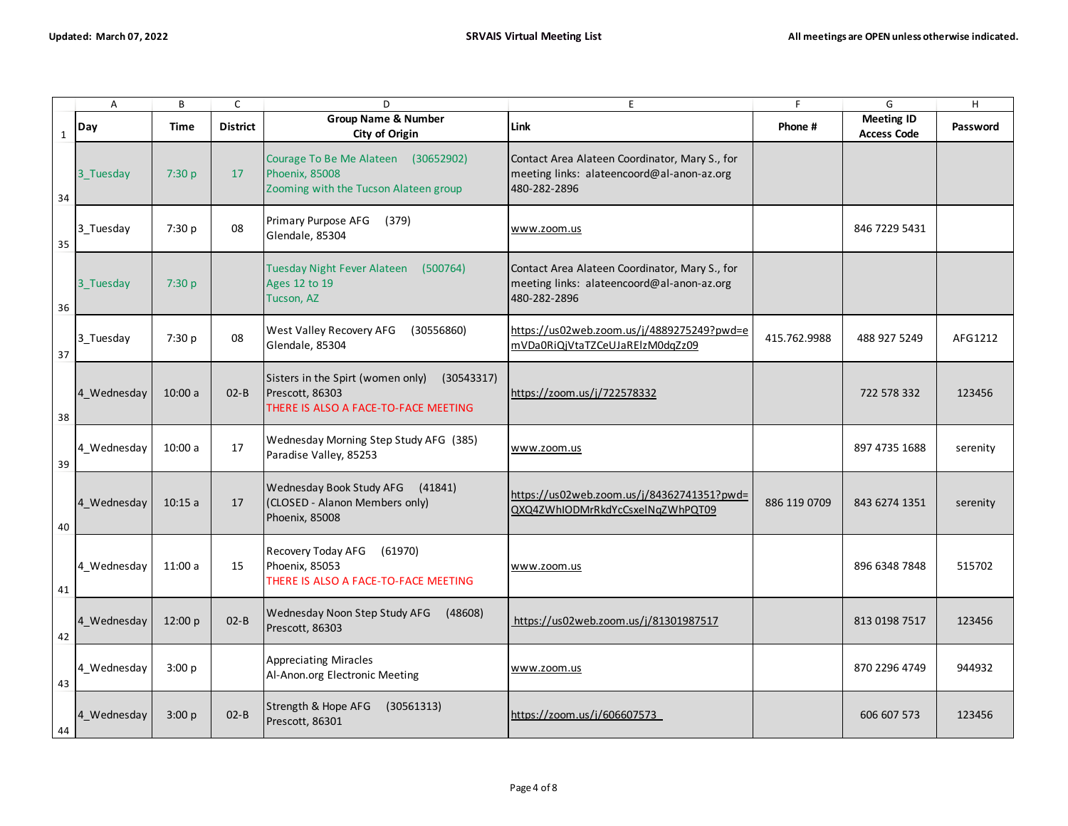Updated: March 07, 2022

**SRVAIS Virtual Meeting List**

All meetings are OPEN unless otherwise indicated.

| | A | B | C | D | E | F | G | H |
|---|---|---|---|---|---|---|---|---|
| 1 | Day | Time | District | Group Name & Number<br>City of Origin | Link | Phone # | Meeting ID<br>Access Code | Password |
| 34 | 3_Tuesday | 7:30 p | 17 | Courage To Be Me Alateen (30652902)<br>Phoenix, 85008<br>Zooming with the Tucson Alateen group | Contact Area Alateen Coordinator, Mary S., for meeting links: alateencoord@al-anon-az.org 480-282-2896 | | | |
| 35 | 3_Tuesday | 7:30 p | 08 | Primary Purpose AFG (379)<br>Glendale, 85304 | www.zoom.us | | 846 7229 5431 | |
| 36 | 3_Tuesday | 7:30 p | | Tuesday Night Fever Alateen (500764)<br>Ages 12 to 19<br>Tucson, AZ | Contact Area Alateen Coordinator, Mary S., for meeting links: alateencoord@al-anon-az.org 480-282-2896 | | | |
| 37 | 3_Tuesday | 7:30 p | 08 | West Valley Recovery AFG (30556860)<br>Glendale, 85304 | https://us02web.zoom.us/j/4889275249?pwd=emVDa0RiQjVtaTZCeUJaRElzM0dqZz09 | 415.762.9988 | 488 927 5249 | AFG1212 |
| 38 | 4_Wednesday | 10:00 a | 02-B | Sisters in the Spirt (women only) (30543317)<br>Prescott, 86303<br>THERE IS ALSO A FACE-TO-FACE MEETING | https://zoom.us/j/722578332 | | 722 578 332 | 123456 |
| 39 | 4_Wednesday | 10:00 a | 17 | Wednesday Morning Step Study AFG (385)<br>Paradise Valley, 85253 | www.zoom.us | | 897 4735 1688 | serenity |
| 40 | 4_Wednesday | 10:15 a | 17 | Wednesday Book Study AFG (41841)<br>(CLOSED - Alanon Members only)<br>Phoenix, 85008 | https://us02web.zoom.us/j/84362741351?pwd=QXQ4ZWhIODMrRkdYcCsxelNqZWhPQT09 | 886 119 0709 | 843 6274 1351 | serenity |
| 41 | 4_Wednesday | 11:00 a | 15 | Recovery Today AFG (61970)<br>Phoenix, 85053<br>THERE IS ALSO A FACE-TO-FACE MEETING | www.zoom.us | | 896 6348 7848 | 515702 |
| 42 | 4_Wednesday | 12:00 p | 02-B | Wednesday Noon Step Study AFG (48608)<br>Prescott, 86303 | https://us02web.zoom.us/j/81301987517 | | 813 0198 7517 | 123456 |
| 43 | 4_Wednesday | 3:00 p | | Appreciating Miracles<br>Al-Anon.org Electronic Meeting | www.zoom.us | | 870 2296 4749 | 944932 |
| 44 | 4_Wednesday | 3:00 p | 02-B | Strength & Hope AFG (30561313)<br>Prescott, 86301 | https://zoom.us/j/606607573 | | 606 607 573 | 123456 |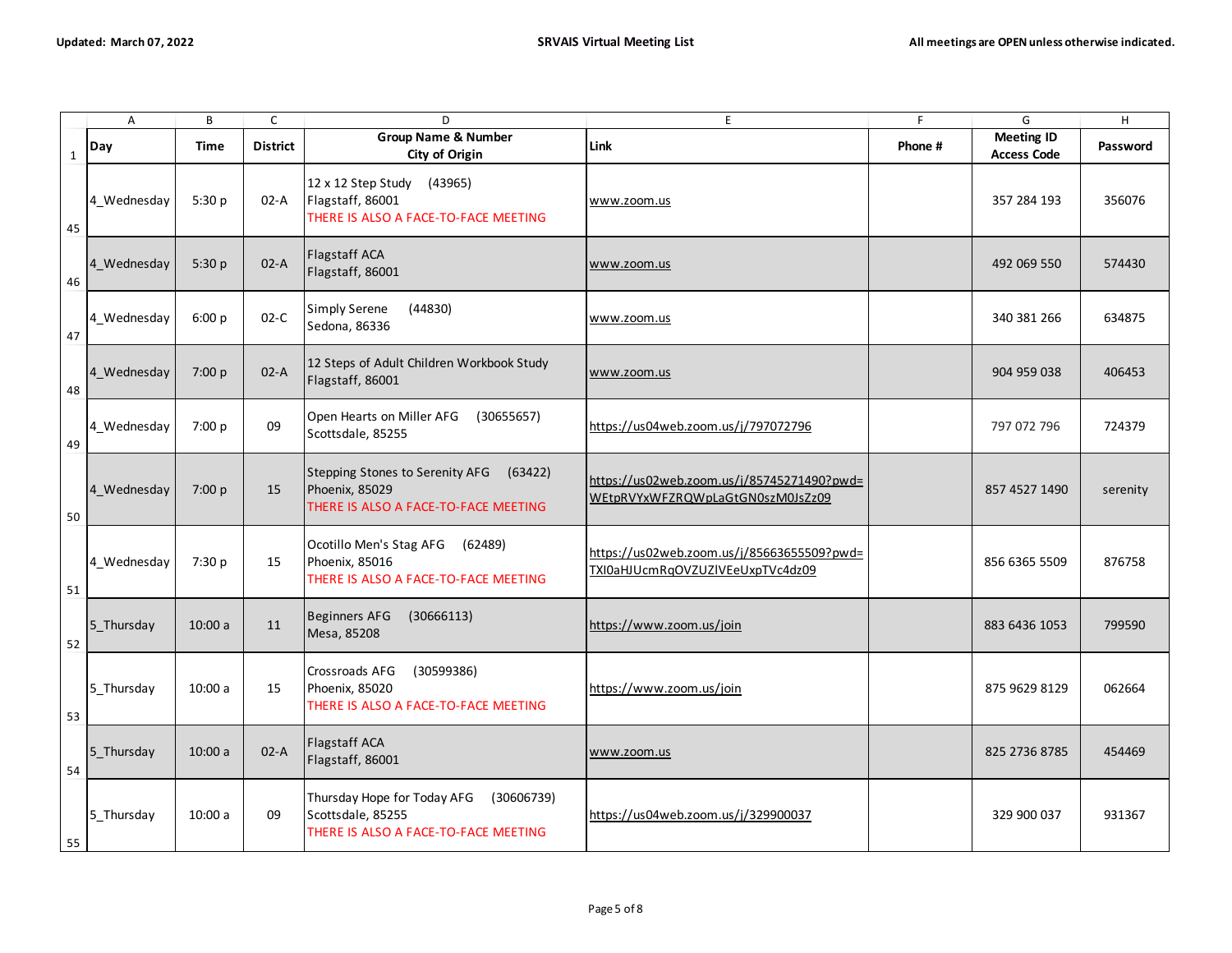Updated: March 07, 2022

**SRVAIS Virtual Meeting List**

All meetings are OPEN unless otherwise indicated.

| Day | Time | District | Group Name & Number City of Origin | Link | Phone # | Meeting ID Access Code | Password |
|---|---|---|---|---|---|---|---|
| 4_Wednesday | 5:30 p | 02-A | 12 x 12 Step Study (43965) Flagstaff, 86001 THERE IS ALSO A FACE-TO-FACE MEETING | www.zoom.us | | 357 284 193 | 356076 |
| 4_Wednesday | 5:30 p | 02-A | Flagstaff ACA Flagstaff, 86001 | www.zoom.us | | 492 069 550 | 574430 |
| 4_Wednesday | 6:00 p | 02-C | Simply Serene (44830) Sedona, 86336 | www.zoom.us | | 340 381 266 | 634875 |
| 4_Wednesday | 7:00 p | 02-A | 12 Steps of Adult Children Workbook Study Flagstaff, 86001 | www.zoom.us | | 904 959 038 | 406453 |
| 4_Wednesday | 7:00 p | 09 | Open Hearts on Miller AFG (30655657) Scottsdale, 85255 | https://us04web.zoom.us/j/797072796 | | 797 072 796 | 724379 |
| 4_Wednesday | 7:00 p | 15 | Stepping Stones to Serenity AFG (63422) Phoenix, 85029 THERE IS ALSO A FACE-TO-FACE MEETING | https://us02web.zoom.us/j/85745271490?pwd=WEtpRVYxWFZRQWpLaGtGN0szM0JsZz09 | | 857 4527 1490 | serenity |
| 4_Wednesday | 7:30 p | 15 | Ocotillo Men's Stag AFG (62489) Phoenix, 85016 THERE IS ALSO A FACE-TO-FACE MEETING | https://us02web.zoom.us/j/85663655509?pwd=TXI0aHJUcmRqOVZUZlVEeUxpTVc4dz09 | | 856 6365 5509 | 876758 |
| 5_Thursday | 10:00 a | 11 | Beginners AFG (30666113) Mesa, 85208 | https://www.zoom.us/join | | 883 6436 1053 | 799590 |
| 5_Thursday | 10:00 a | 15 | Crossroads AFG (30599386) Phoenix, 85020 THERE IS ALSO A FACE-TO-FACE MEETING | https://www.zoom.us/join | | 875 9629 8129 | 062664 |
| 5_Thursday | 10:00 a | 02-A | Flagstaff ACA Flagstaff, 86001 | www.zoom.us | | 825 2736 8785 | 454469 |
| 5_Thursday | 10:00 a | 09 | Thursday Hope for Today AFG (30606739) Scottsdale, 85255 THERE IS ALSO A FACE-TO-FACE MEETING | https://us04web.zoom.us/j/329900037 | | 329 900 037 | 931367 |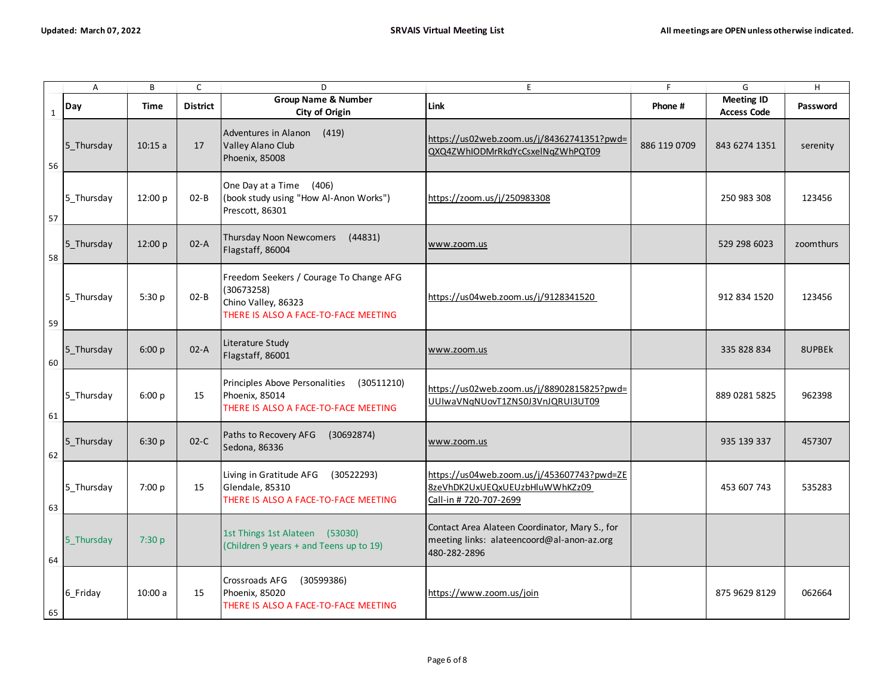Updated: March 07, 2022

SRVAIS Virtual Meeting List

All meetings are OPEN unless otherwise indicated.

| Day | Time | District | Group Name & Number City of Origin | Link | Phone # | Meeting ID Access Code | Password |
|---|---|---|---|---|---|---|---|
| 5_Thursday | 10:15 a | 17 | Adventures in Alanon (419)<br>Valley Alano Club<br>Phoenix, 85008 | https://us02web.zoom.us/j/84362741351?pwd=QXQ4ZWhIODMrRkdYcCsxelNqZWhPQT09 | 886 119 0709 | 843 6274 1351 | serenity |
| 5_Thursday | 12:00 p | 02-B | One Day at a Time (406)<br>(book study using "How Al-Anon Works")<br>Prescott, 86301 | https://zoom.us/j/250983308 | | 250 983 308 | 123456 |
| 5_Thursday | 12:00 p | 02-A | Thursday Noon Newcomers (44831)<br>Flagstaff, 86004 | www.zoom.us | | 529 298 6023 | zoomthurs |
| 5_Thursday | 5:30 p | 02-B | Freedom Seekers / Courage To Change AFG (30673258)<br>Chino Valley, 86323<br>THERE IS ALSO A FACE-TO-FACE MEETING | https://us04web.zoom.us/j/9128341520 | | 912 834 1520 | 123456 |
| 5_Thursday | 6:00 p | 02-A | Literature Study<br>Flagstaff, 86001 | www.zoom.us | | 335 828 834 | 8UPBEk |
| 5_Thursday | 6:00 p | 15 | Principles Above Personalities (30511210)<br>Phoenix, 85014<br>THERE IS ALSO A FACE-TO-FACE MEETING | https://us02web.zoom.us/j/88902815825?pwd=UUIwaVNqNUovT1ZNS0J3VnJQRUI3UT09 | | 889 0281 5825 | 962398 |
| 5_Thursday | 6:30 p | 02-C | Paths to Recovery AFG (30692874)<br>Sedona, 86336 | www.zoom.us | | 935 139 337 | 457307 |
| 5_Thursday | 7:00 p | 15 | Living in Gratitude AFG (30522293)<br>Glendale, 85310<br>THERE IS ALSO A FACE-TO-FACE MEETING | https://us04web.zoom.us/j/453607743?pwd=ZE8zeVhDK2UxUEQxUEUzbHluWWhKZz09<br>Call-in # 720-707-2699 | | 453 607 743 | 535283 |
| 5_Thursday | 7:30 p | | 1st Things 1st Alateen (53030)<br>(Children 9 years + and Teens up to 19) | Contact Area Alateen Coordinator, Mary S., for meeting links: alateencoord@al-anon-az.org 480-282-2896 | | | |
| 6_Friday | 10:00 a | 15 | Crossroads AFG (30599386)<br>Phoenix, 85020<br>THERE IS ALSO A FACE-TO-FACE MEETING | https://www.zoom.us/join | | 875 9629 8129 | 062664 |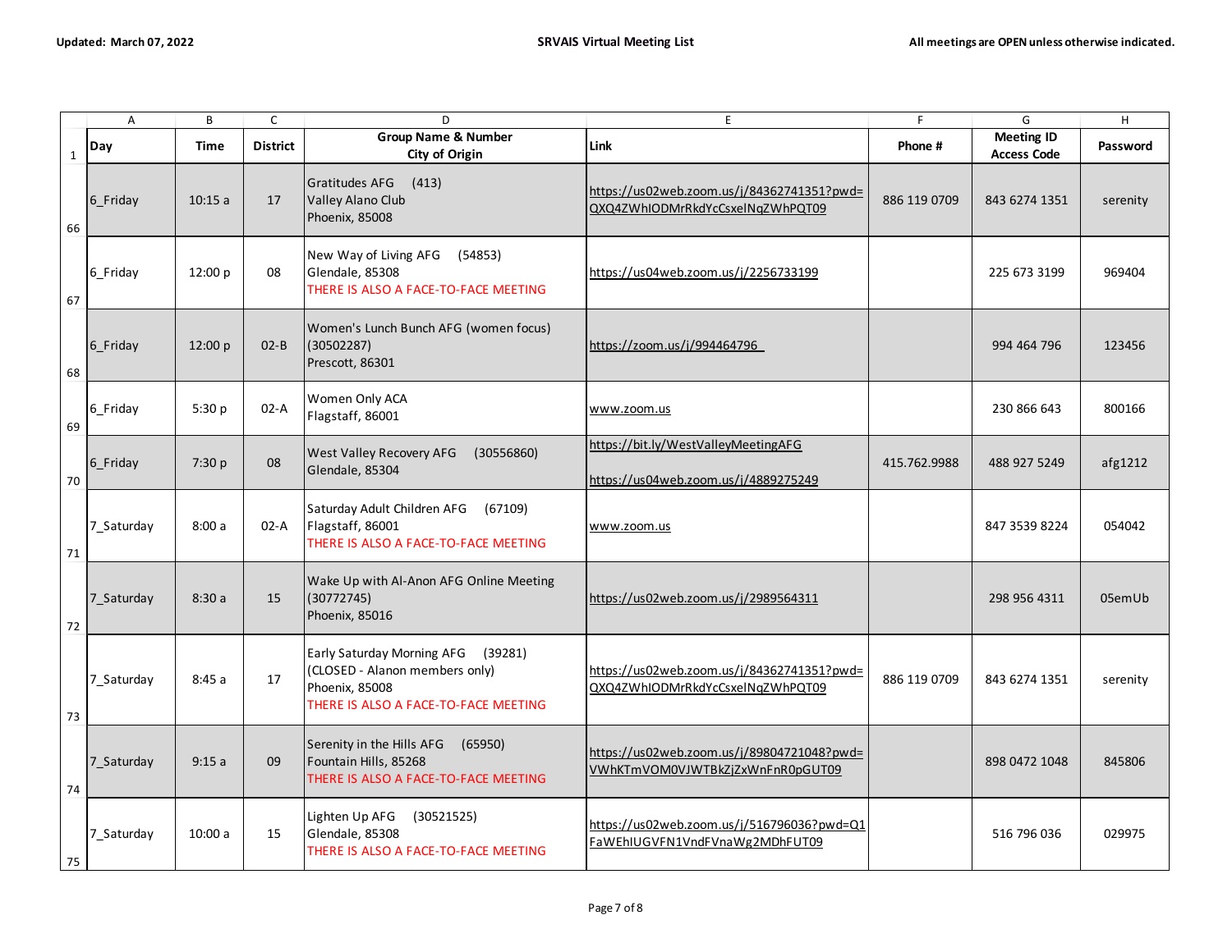Updated: March 07, 2022 | SRVAIS Virtual Meeting List | All meetings are OPEN unless otherwise indicated.

| Day | Time | District | Group Name & Number City of Origin | Link | Phone # | Meeting ID Access Code | Password |
|---|---|---|---|---|---|---|---|
| 6_Friday | 10:15 a | 17 | Gratitudes AFG (413) Valley Alano Club Phoenix, 85008 | https://us02web.zoom.us/j/84362741351?pwd=QXQ4ZWhIODMrRkdYcCsxelNqZWhPQT09 | 886 119 0709 | 843 6274 1351 | serenity |
| 6_Friday | 12:00 p | 08 | New Way of Living AFG (54853) Glendale, 85308 THERE IS ALSO A FACE-TO-FACE MEETING | https://us04web.zoom.us/j/2256733199 | | 225 673 3199 | 969404 |
| 6_Friday | 12:00 p | 02-B | Women's Lunch Bunch AFG (women focus) (30502287) Prescott, 86301 | https://zoom.us/j/994464796 | | 994 464 796 | 123456 |
| 6_Friday | 5:30 p | 02-A | Women Only ACA Flagstaff, 86001 | www.zoom.us | | 230 866 643 | 800166 |
| 6_Friday | 7:30 p | 08 | West Valley Recovery AFG (30556860) Glendale, 85304 | https://bit.ly/WestValleyMeetingAFG https://us04web.zoom.us/j/4889275249 | 415.762.9988 | 488 927 5249 | afg1212 |
| 7_Saturday | 8:00 a | 02-A | Saturday Adult Children AFG (67109) Flagstaff, 86001 THERE IS ALSO A FACE-TO-FACE MEETING | www.zoom.us | | 847 3539 8224 | 054042 |
| 7_Saturday | 8:30 a | 15 | Wake Up with Al-Anon AFG Online Meeting (30772745) Phoenix, 85016 | https://us02web.zoom.us/j/2989564311 | | 298 956 4311 | 05emUb |
| 7_Saturday | 8:45 a | 17 | Early Saturday Morning AFG (39281) (CLOSED - Alanon members only) Phoenix, 85008 THERE IS ALSO A FACE-TO-FACE MEETING | https://us02web.zoom.us/j/84362741351?pwd=QXQ4ZWhIODMrRkdYcCsxelNqZWhPQT09 | 886 119 0709 | 843 6274 1351 | serenity |
| 7_Saturday | 9:15 a | 09 | Serenity in the Hills AFG (65950) Fountain Hills, 85268 THERE IS ALSO A FACE-TO-FACE MEETING | https://us02web.zoom.us/j/89804721048?pwd=VWhKTmVOM0VJWTBkZjZxWnFnR0pGUT09 | | 898 0472 1048 | 845806 |
| 7_Saturday | 10:00 a | 15 | Lighten Up AFG (30521525) Glendale, 85308 THERE IS ALSO A FACE-TO-FACE MEETING | https://us02web.zoom.us/j/516796036?pwd=Q1FaWEhIUGVFN1VndFVnaWg2MDhFUT09 | | 516 796 036 | 029975 |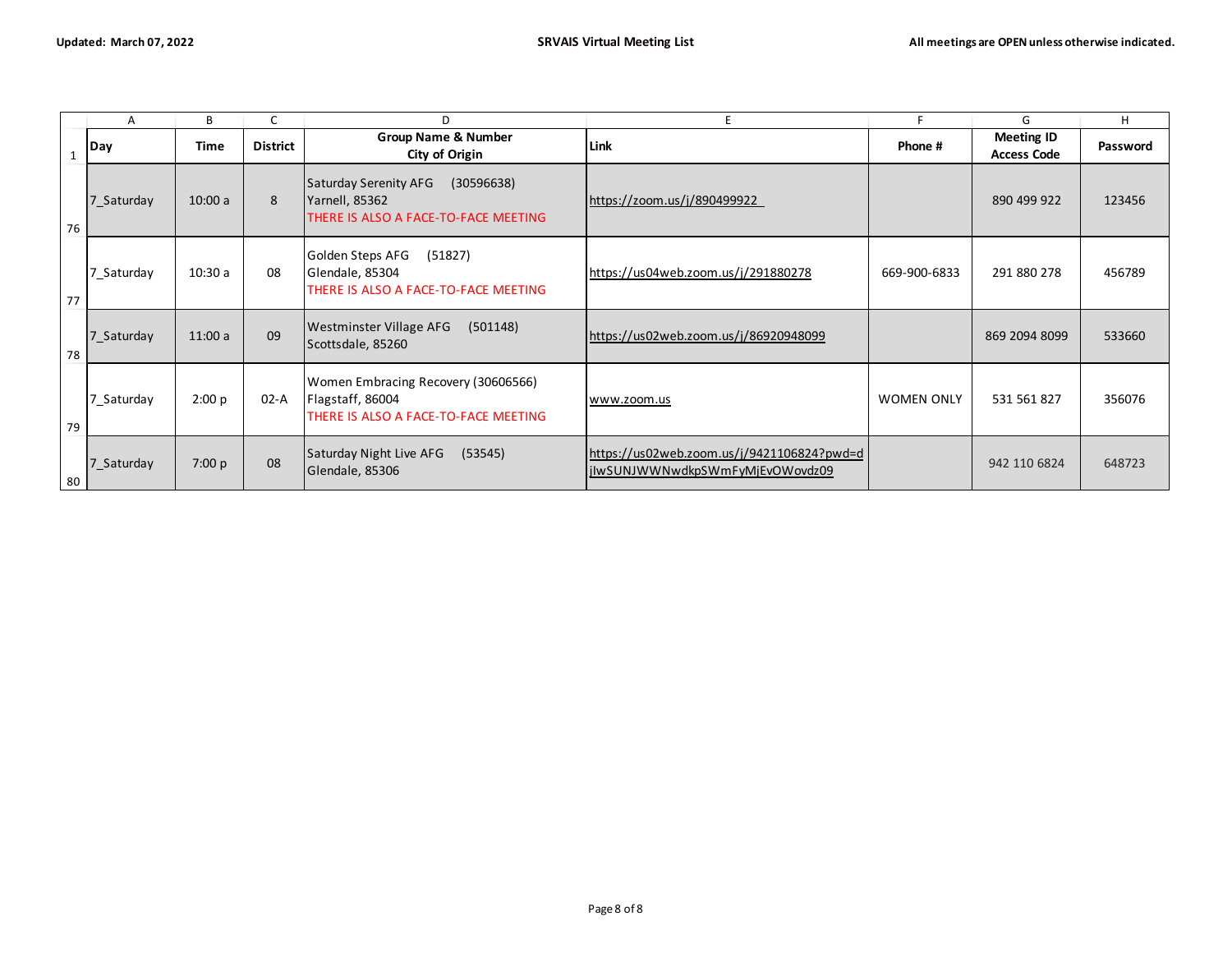Updated: March 07, 2022 | SRVAIS Virtual Meeting List | All meetings are OPEN unless otherwise indicated.

| | A | B | C | D | E | F | G | H |
|---|---|---|---|---|---|---|---|---|
| 1 | Day | Time | District | Group Name & Number City of Origin | Link | Phone # | Meeting ID Access Code | Password |
| 76 | 7_Saturday | 10:00 a | 8 | Saturday Serenity AFG (30596638) Yarnell, 85362 THERE IS ALSO A FACE-TO-FACE MEETING | https://zoom.us/j/890499922 | | 890 499 922 | 123456 |
| 77 | 7_Saturday | 10:30 a | 08 | Golden Steps AFG (51827) Glendale, 85304 THERE IS ALSO A FACE-TO-FACE MEETING | https://us04web.zoom.us/j/291880278 | 669-900-6833 | 291 880 278 | 456789 |
| 78 | 7_Saturday | 11:00 a | 09 | Westminster Village AFG (501148) Scottsdale, 85260 | https://us02web.zoom.us/j/86920948099 | | 869 2094 8099 | 533660 |
| 79 | 7_Saturday | 2:00 p | 02-A | Women Embracing Recovery (30606566) Flagstaff, 86004 THERE IS ALSO A FACE-TO-FACE MEETING | www.zoom.us | WOMEN ONLY | 531 561 827 | 356076 |
| 80 | 7_Saturday | 7:00 p | 08 | Saturday Night Live AFG (53545) Glendale, 85306 | https://us02web.zoom.us/j/9421106824?pwd=djIwSUNJWWNwdkpSWmFyMjEvOWovdz09 | | 942 110 6824 | 648723 |